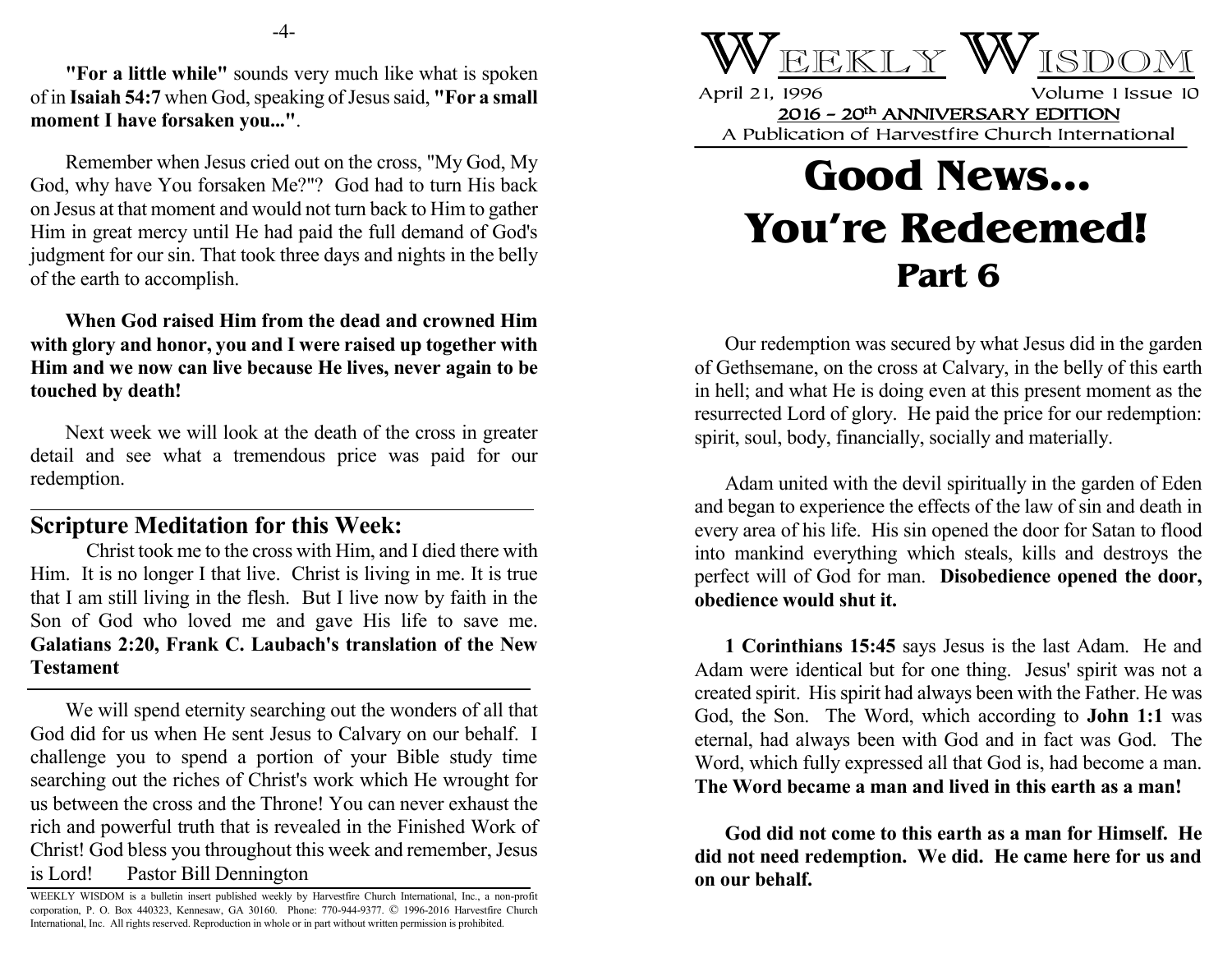"**For a little while"** sounds very much like what is spoken of in **Isaiah 54:7** when God, speaking of Jesus said, **"For a small moment I have forsaken you..."**.

Remember when Jesus cried out on the cross, "My God, My God, why have You forsaken Me?"? God had to turn His back on Jesus at that moment and would not turn back to Him to gather Him in great mercy until He had paid the full demand of God's judgment for our sin. That took three days and nights in the belly of the earth to accomplish.

**When God raised Him from the dead and crowned Him with glory and honor, you and I were raised up together with Him and we now can live because He lives, never again to be touched by death!**

Next week we will look at the death of the cross in greater detail and see what a tremendous price was paid for our redemption.

---

## Scripture Meditation for this Week:

Christ took me to the cross with Him, and I died there with Him. It is no longer I that live. Christ is living in me. It is true that I am still living in the flesh. But I live now by faith in the Son of God who loved me and gave His life to save me. **Galatians 2:20, Frank C. Laubach's translation of the New Testament**

---

We will spend eternity searching out the wonders of all that God did for us when He sent Jesus to Calvary on our behalf. I challenge you to spend a portion of your Bible study time searching out the riches of Christ's work which He wrought for us between the cross and the Throne! You can never exhaust the rich and powerful truth that is revealed in the Finished Work of Christ! God bless you throughout this week and remember, Jesus is Lord! Pastor Bill Dennington

WEEKLY WISDOM is a bulletin insert published weekly by Harvestfire Church International, Inc., a non-profit corporation, P. O. Box 440323, Kennesaw, GA 30160. Phone: 770-944-9377. © 1996-2016 Harvestfire Church International, Inc. All rights reserved. Reproduction in whole or in part without written permission is prohibited.

# WEEKLY WISDOM

April 21, 1996 Volume 1 Issue 10

2016 – 20th ANNIVERSARY EDITION

A Publication of Harvestfire Church International

# Good News... You're Redeemed!

## Part 6

Our redemption was secured by what Jesus did in the garden of Gethsemane, on the cross at Calvary, in the belly of this earth in hell; and what He is doing even at this present moment as the resurrected Lord of glory. He paid the price for our redemption: spirit, soul, body, financially, socially and materially.

Adam united with the devil spiritually in the garden of Eden and began to experience the effects of the law of sin and death in every area of his life. His sin opened the door for Satan to flood into mankind everything which steals, kills and destroys the perfect will of God for man. **Disobedience opened the door, obedience would shut it.**

**1 Corinthians 15:45** says Jesus is the last Adam. He and Adam were identical but for one thing. Jesus' spirit was not a created spirit. His spirit had always been with the Father. He was God, the Son. The Word, which according to **John 1:1** was eternal, had always been with God and in fact was God. The Word, which fully expressed all that God is, had become a man. **The Word became a man and lived in this earth as a man!**

**God did not come to this earth as a man for Himself. He did not need redemption. We did. He came here for us and on our behalf.**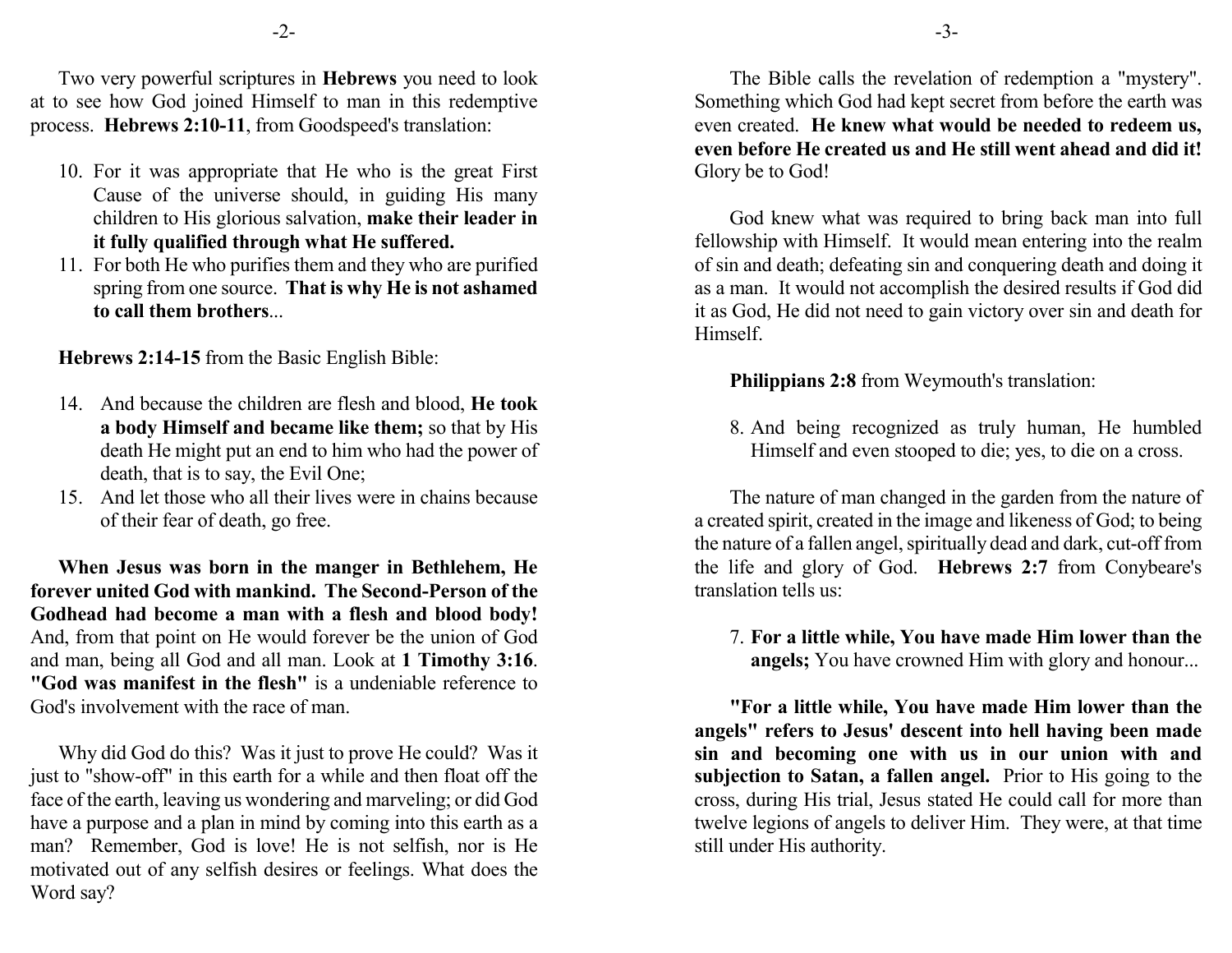Two very powerful scriptures in **Hebrews** you need to look at to see how God joined Himself to man in this redemptive process. **Hebrews 2:10-11**, from Goodspeed's translation:

10. For it was appropriate that He who is the great First Cause of the universe should, in guiding His many children to His glorious salvation, **make their leader in it fully qualified through what He suffered.**
11. For both He who purifies them and they who are purified spring from one source. **That is why He is not ashamed to call them brothers**...

**Hebrews 2:14-15** from the Basic English Bible:

14. And because the children are flesh and blood, **He took a body Himself and became like them;** so that by His death He might put an end to him who had the power of death, that is to say, the Evil One;
15. And let those who all their lives were in chains because of their fear of death, go free.

**When Jesus was born in the manger in Bethlehem, He forever united God with mankind. The Second-Person of the Godhead had become a man with a flesh and blood body!** And, from that point on He would forever be the union of God and man, being all God and all man. Look at **1 Timothy 3:16**. **"God was manifest in the flesh"** is a undeniable reference to God's involvement with the race of man.

Why did God do this? Was it just to prove He could? Was it just to "show-off" in this earth for a while and then float off the face of the earth, leaving us wondering and marveling; or did God have a purpose and a plan in mind by coming into this earth as a man? Remember, God is love! He is not selfish, nor is He motivated out of any selfish desires or feelings. What does the Word say?

The Bible calls the revelation of redemption a "mystery". Something which God had kept secret from before the earth was even created. **He knew what would be needed to redeem us, even before He created us and He still went ahead and did it!** Glory be to God!

God knew what was required to bring back man into full fellowship with Himself. It would mean entering into the realm of sin and death; defeating sin and conquering death and doing it as a man. It would not accomplish the desired results if God did it as God, He did not need to gain victory over sin and death for Himself.

**Philippians 2:8** from Weymouth's translation:

8. And being recognized as truly human, He humbled Himself and even stooped to die; yes, to die on a cross.

The nature of man changed in the garden from the nature of a created spirit, created in the image and likeness of God; to being the nature of a fallen angel, spiritually dead and dark, cut-off from the life and glory of God. **Hebrews 2:7** from Conybeare's translation tells us:

7. **For a little while, You have made Him lower than the angels;** You have crowned Him with glory and honour...

**"For a little while, You have made Him lower than the angels" refers to Jesus' descent into hell having been made sin and becoming one with us in our union with and subjection to Satan, a fallen angel.** Prior to His going to the cross, during His trial, Jesus stated He could call for more than twelve legions of angels to deliver Him. They were, at that time still under His authority.